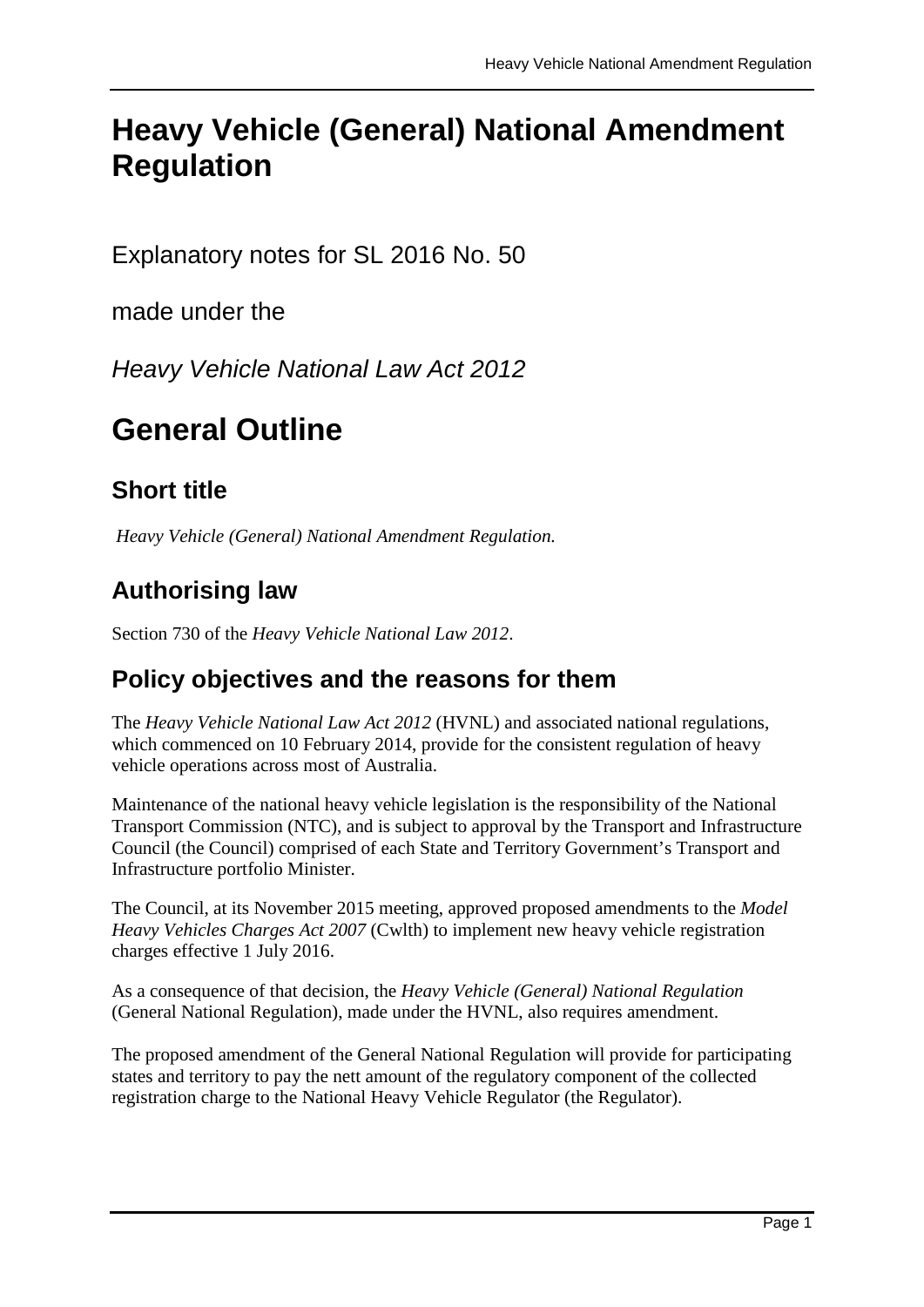# Heavy Vehicle (General) National Amendment Regulation

Explanatory notes for SL 2016 No. 50

made under the

*Heavy Vehicle National Law Act 2012*

# General Outline

## Short title

*Heavy Vehicle (General) National Amendment Regulation.*

## Authorising law

Section 730 of the *Heavy Vehicle National Law 2012*.

## Policy objectives and the reasons for them

The *Heavy Vehicle National Law Act 2012* (HVNL) and associated national regulations, which commenced on 10 February 2014, provide for the consistent regulation of heavy vehicle operations across most of Australia.

Maintenance of the national heavy vehicle legislation is the responsibility of the National Transport Commission (NTC), and is subject to approval by the Transport and Infrastructure Council (the Council) comprised of each State and Territory Government's Transport and Infrastructure portfolio Minister.

The Council, at its November 2015 meeting, approved proposed amendments to the *Model Heavy Vehicles Charges Act 2007* (Cwlth) to implement new heavy vehicle registration charges effective 1 July 2016.

As a consequence of that decision, the *Heavy Vehicle (General) National Regulation* (General National Regulation), made under the HVNL, also requires amendment.

The proposed amendment of the General National Regulation will provide for participating states and territory to pay the nett amount of the regulatory component of the collected registration charge to the National Heavy Vehicle Regulator (the Regulator).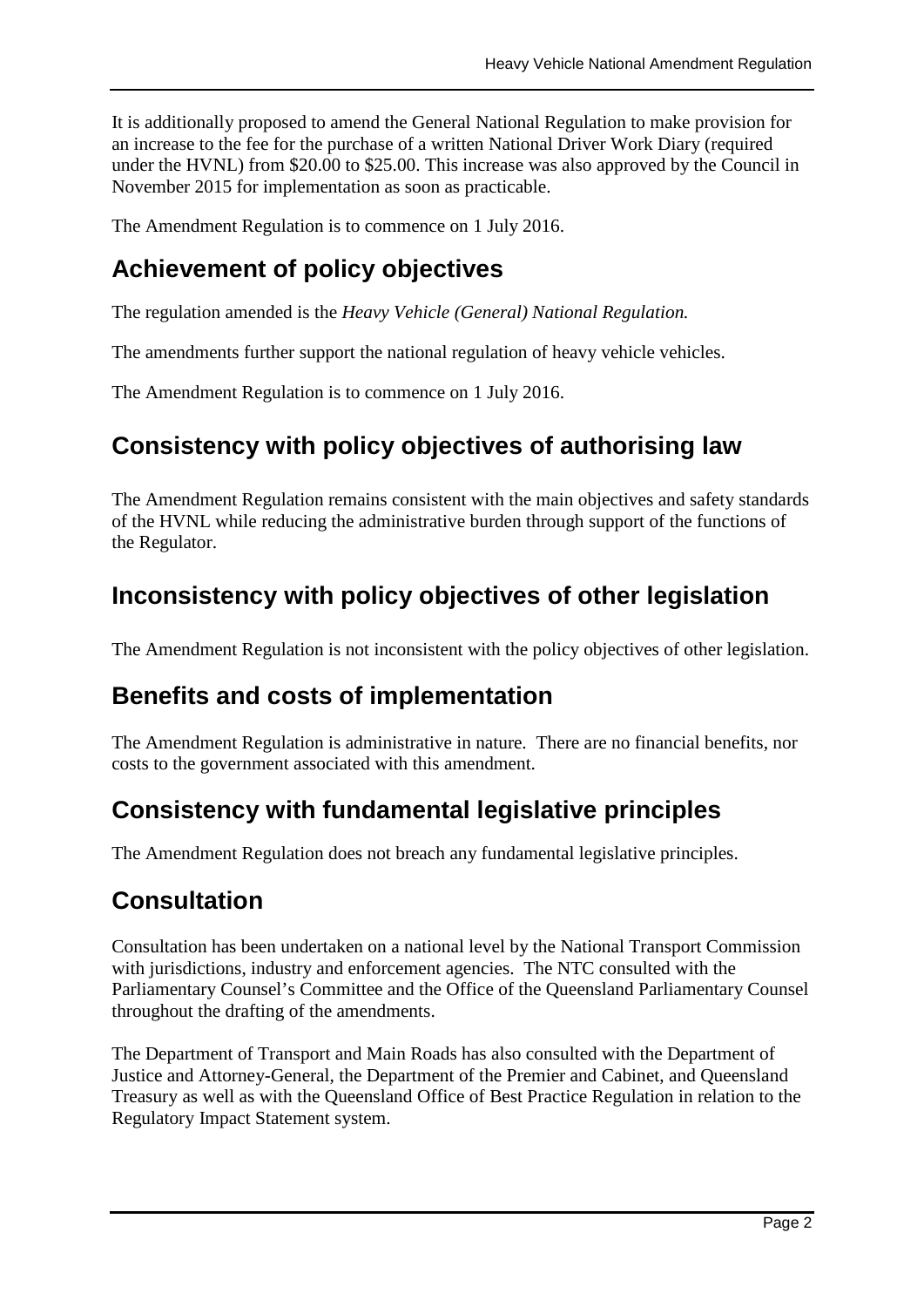It is additionally proposed to amend the General National Regulation to make provision for an increase to the fee for the purchase of a written National Driver Work Diary (required under the HVNL) from $20.00 to $25.00. This increase was also approved by the Council in November 2015 for implementation as soon as practicable.

The Amendment Regulation is to commence on 1 July 2016.

## Achievement of policy objectives

The regulation amended is the *Heavy Vehicle (General) National Regulation.*

The amendments further support the national regulation of heavy vehicle vehicles.

The Amendment Regulation is to commence on 1 July 2016.

## Consistency with policy objectives of authorising law

The Amendment Regulation remains consistent with the main objectives and safety standards of the HVNL while reducing the administrative burden through support of the functions of the Regulator.

## Inconsistency with policy objectives of other legislation

The Amendment Regulation is not inconsistent with the policy objectives of other legislation.

## Benefits and costs of implementation

The Amendment Regulation is administrative in nature. There are no financial benefits, nor costs to the government associated with this amendment.

## Consistency with fundamental legislative principles

The Amendment Regulation does not breach any fundamental legislative principles.

## Consultation

Consultation has been undertaken on a national level by the National Transport Commission with jurisdictions, industry and enforcement agencies. The NTC consulted with the Parliamentary Counsel's Committee and the Office of the Queensland Parliamentary Counsel throughout the drafting of the amendments.

The Department of Transport and Main Roads has also consulted with the Department of Justice and Attorney-General, the Department of the Premier and Cabinet, and Queensland Treasury as well as with the Queensland Office of Best Practice Regulation in relation to the Regulatory Impact Statement system.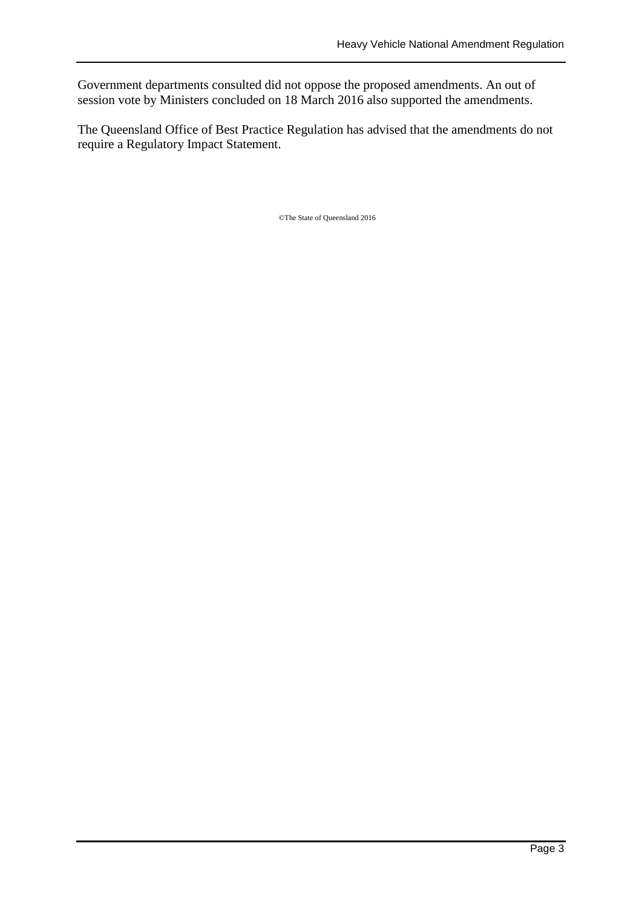Government departments consulted did not oppose the proposed amendments. An out of session vote by Ministers concluded on 18 March 2016 also supported the amendments.

The Queensland Office of Best Practice Regulation has advised that the amendments do not require a Regulatory Impact Statement.

©The State of Queensland 2016